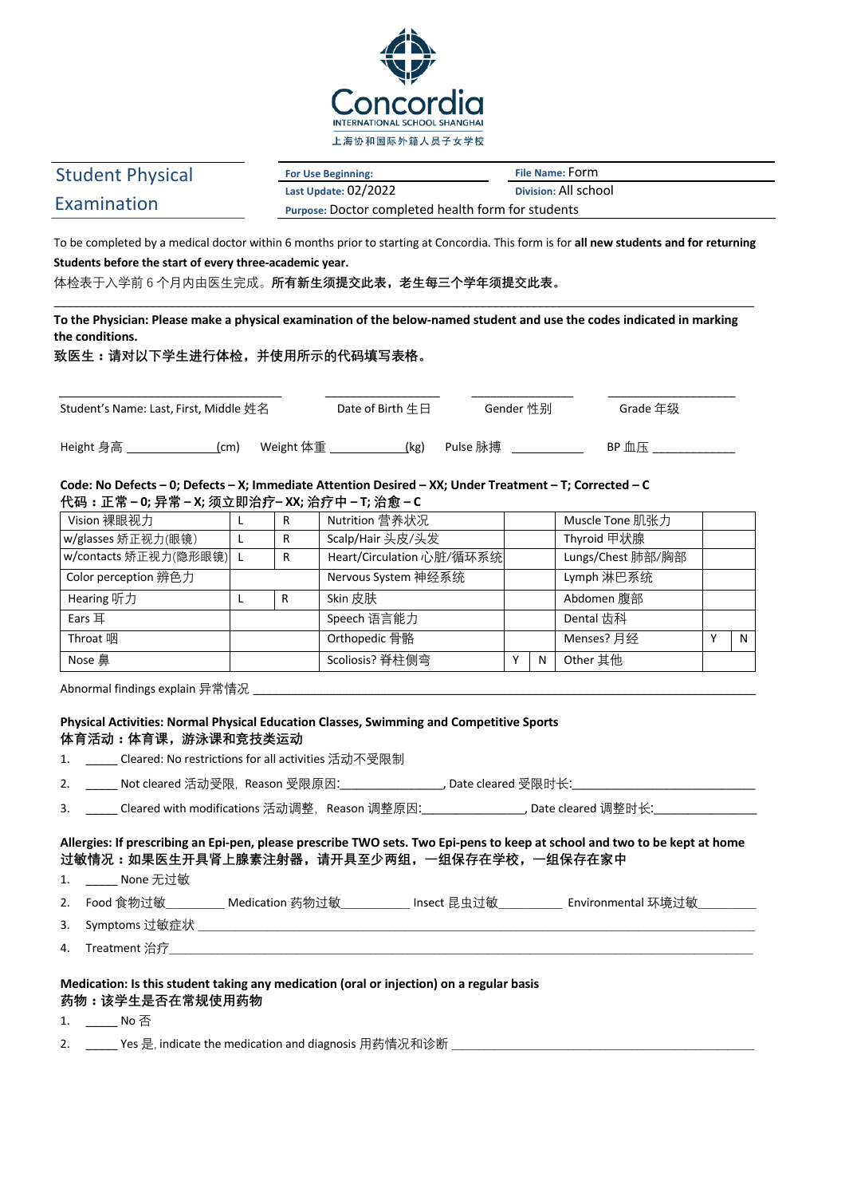Concordia
INTERNATIONAL SCHOOL SHANGHAI
上海协和国际外籍人员子女学校

# Student Physical Examination

| For Use Beginning: | File Name: Form |
|---|---|
| Last Update: 02/2022 | Division: All school |
| Purpose: Doctor completed health form for students | |

To be completed by a medical doctor within 6 months prior to starting at Concordia. This form is for **all new students and for returning Students before the start of every three-academic year.**

体检表于入学前 6 个月内由医生完成。**所有新生须提交此表，老生每三个学年须提交此表。**

**To the Physician: Please make a physical examination of the below-named student and use the codes indicated in marking the conditions.**

**致医生：请对以下学生进行体检，并使用所示的代码填写表格。**

Student's Name: Last, First, Middle 姓名 ____________ Date of Birth 生日 ____________ Gender 性别 ____________ Grade 年级 ____________

Height 身高 ____________(cm) Weight 体重 ____________(kg) Pulse 脉搏 ____________ BP 血压 ____________

**Code: No Defects – 0; Defects – X; Immediate Attention Desired – XX; Under Treatment – T; Corrected – C**
**代码：正常 – 0; 异常 – X; 须立即治疗– XX; 治疗中 – T; 治愈 – C**

| Vision 裸眼视力 | L | R | Nutrition 营养状况 | | | Muscle Tone 肌张力 | | |
|---|---|---|---|---|---|---|---|---|
| w/glasses 矫正视力(眼镜) | L | R | Scalp/Hair 头皮/头发 | | | Thyroid 甲状腺 | | |
| w/contacts 矫正视力(隐形眼镜) | L | R | Heart/Circulation 心脏/循环系统 | | | Lungs/Chest 肺部/胸部 | | |
| Color perception 辨色力 | | | Nervous System 神经系统 | | | Lymph 淋巴系统 | | |
| Hearing 听力 | L | R | Skin 皮肤 | | | Abdomen 腹部 | | |
| Ears 耳 | | | Speech 语言能力 | | | Dental 齿科 | | |
| Throat 咽 | | | Orthopedic 骨骼 | | | Menses? 月经 | Y | N |
| Nose 鼻 | | | Scoliosis? 脊柱侧弯 | Y | N | Other 其他 | | |

Abnormal findings explain 异常情况 ____________________________________________

**Physical Activities: Normal Physical Education Classes, Swimming and Competitive Sports**
**体育活动：体育课，游泳课和竞技类运动**

1. _____ Cleared: No restrictions for all activities 活动不受限制
2. _____ Not cleared 活动受限，Reason 受限原因:______________, Date cleared 受限时长:______________
3. _____ Cleared with modifications 活动调整，Reason 调整原因:______________, Date cleared 调整时长:______________

**Allergies: If prescribing an Epi-pen, please prescribe TWO sets. Two Epi-pens to keep at school and two to be kept at home**
**过敏情况：如果医生开具肾上腺素注射器，请开具至少两组，一组保存在学校，一组保存在家中**

1. _____ None 无过敏
2. Food 食物过敏________ Medication 药物过敏________ Insect 昆虫过敏________ Environmental 环境过敏________
3. Symptoms 过敏症状 ____________________________________________
4. Treatment 治疗____________________________________________

**Medication: Is this student taking any medication (oral or injection) on a regular basis**
**药物：该学生是否在常规使用药物**

1. _____ No 否
2. _____ Yes 是, indicate the medication and diagnosis 用药情况和诊断 ____________________________________________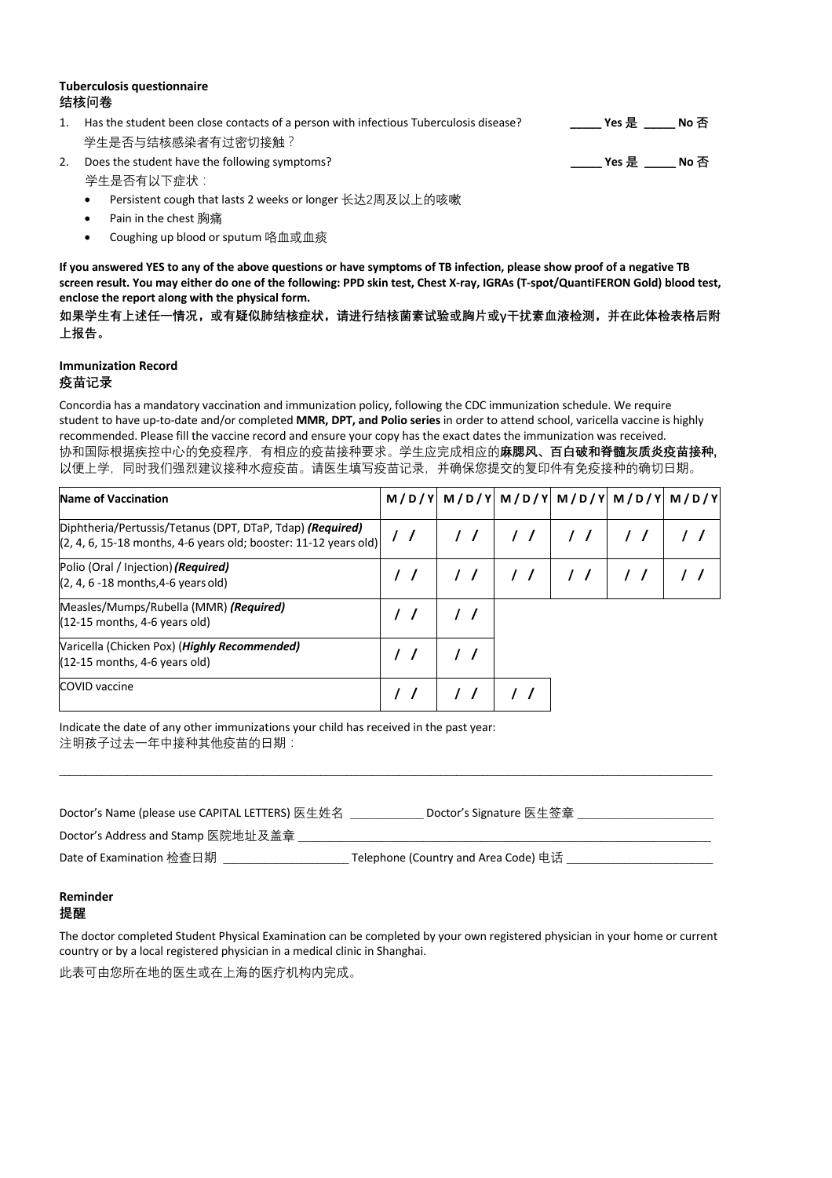**Tuberculosis questionnaire**
**结核问卷**

1. Has the student been close contacts of a person with infectious Tuberculosis disease? **_____ Yes 是 _____ No 否**
   学生是否与结核感染者有过密切接触？
2. Does the student have the following symptoms? **_____ Yes 是 _____ No 否**
   学生是否有以下症状：
   - Persistent cough that lasts 2 weeks or longer 长达2周及以上的咳嗽
   - Pain in the chest 胸痛
   - Coughing up blood or sputum 咯血或血痰

**If you answered YES to any of the above questions or have symptoms of TB infection, please show proof of a negative TB screen result. You may either do one of the following: PPD skin test, Chest X-ray, IGRAs (T-spot/QuantiFERON Gold) blood test, enclose the report along with the physical form.**

**如果学生有上述任一情况，或有疑似肺结核症状，请进行结核菌素试验或胸片或γ干扰素血液检测，并在此体检表格后附上报告。**

**Immunization Record**
**疫苗记录**

Concordia has a mandatory vaccination and immunization policy, following the CDC immunization schedule. We require student to have up-to-date and/or completed **MMR, DPT, and Polio series** in order to attend school, varicella vaccine is highly recommended. Please fill the vaccine record and ensure your copy has the exact dates the immunization was received.
协和国际根据疾控中心的免疫程序，有相应的疫苗接种要求。学生应完成相应的**麻腮风、百白破和脊髓灰质炎疫苗接种**，以便上学，同时我们强烈建议接种水痘疫苗。请医生填写疫苗记录，并确保您提交的复印件有免疫接种的确切日期。

| **Name of Vaccination** | **M / D / Y** | **M / D / Y** | **M / D / Y** | **M / D / Y** | **M / D / Y** | **M / D / Y** |
|---|---|---|---|---|---|---|
| Diphtheria/Pertussis/Tetanus (DPT, DTaP, Tdap) ***(Required)*** (2, 4, 6, 15-18 months, 4-6 years old; booster: 11-12 years old) | / / | / / | / / | / / | / / | / / |
| Polio (Oral / Injection) ***(Required)*** (2, 4, 6 -18 months,4-6 years old) | / / | / / | / / | / / | / / | / / |
| Measles/Mumps/Rubella (MMR) ***(Required)*** (12-15 months, 4-6 years old) | / / | / / | | | | |
| Varicella (Chicken Pox) (***Highly Recommended)*** (12-15 months, 4-6 years old) | / / | / / | | | | |
| COVID vaccine | / / | / / | / / | | | |

Indicate the date of any other immunizations your child has received in the past year:
注明孩子过去一年中接种其他疫苗的日期：

_______________________________________________________________________________

Doctor's Name (please use CAPITAL LETTERS) 医生姓名 ___________ Doctor's Signature 医生签章 ____________________

Doctor's Address and Stamp 医院地址及盖章 _______________________________________________

Date of Examination 检查日期 ___________________ Telephone (Country and Area Code) 电话 ____________________

**Reminder**
**提醒**

The doctor completed Student Physical Examination can be completed by your own registered physician in your home or current country or by a local registered physician in a medical clinic in Shanghai.

此表可由您所在地的医生或在上海的医疗机构内完成。